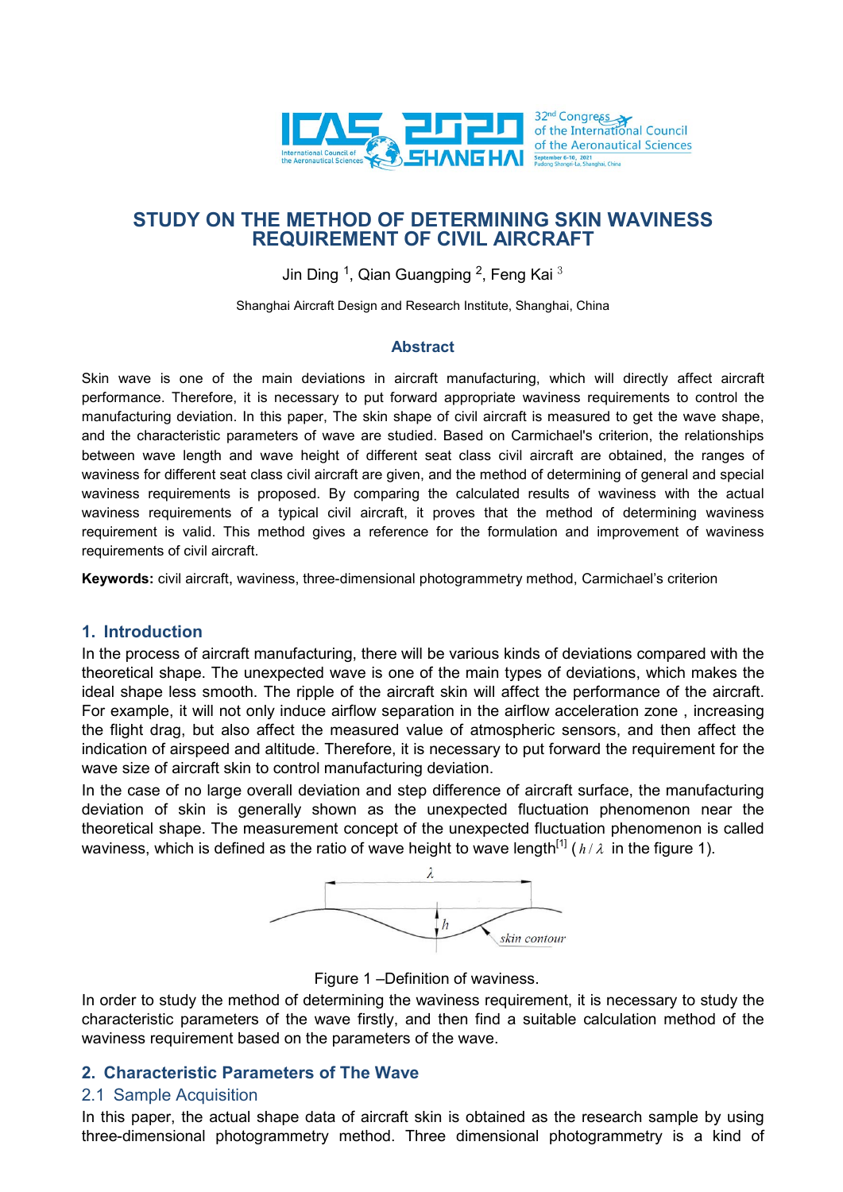# STUDY ON THE METHOD OF DETERMINING SKIN WAVINESS REQUIREMENT OF CIVIL AIRCRAFT

Jin Ding [1], Qian Guangping [2], Feng Kai [3]

Shanghai Aircraft Design and Research Institute, Shanghai, China

## Abstract

Skin wave is one of the main deviations in aircraft manufacturing, which will directly affect aircraft performance. Therefore, it is necessary to put forward appropriate waviness requirements to control the manufacturing deviation. In this paper, The skin shape of civil aircraft is measured to get the wave shape, and the characteristic parameters of wave are studied. Based on Carmichael's criterion, the relationships between wave length and wave height of different seat class civil aircraft are obtained, the ranges of waviness for different seat class civil aircraft are given, and the method of determining of general and special waviness requirements is proposed. By comparing the calculated results of waviness with the actual waviness requirements of a typical civil aircraft, it proves that the method of determining waviness requirement is valid. This method gives a reference for the formulation and improvement of waviness requirements of civil aircraft.

**Keywords:** civil aircraft, waviness, three-dimensional photogrammetry method, Carmichael's criterion

## 1. Introduction

In the process of aircraft manufacturing, there will be various kinds of deviations compared with the theoretical shape. The unexpected wave is one of the main types of deviations, which makes the ideal shape less smooth. The ripple of the aircraft skin will affect the performance of the aircraft. For example, it will not only induce airflow separation in the airflow acceleration zone , increasing the flight drag, but also affect the measured value of atmospheric sensors, and then affect the indication of airspeed and altitude. Therefore, it is necessary to put forward the requirement for the wave size of aircraft skin to control manufacturing deviation.

In the case of no large overall deviation and step difference of aircraft surface, the manufacturing deviation of skin is generally shown as the unexpected fluctuation phenomenon near the theoretical shape. The measurement concept of the unexpected fluctuation phenomenon is called waviness, which is defined as the ratio of wave height to wave length[1] ( $h/\lambda$ in the figure 1).

Figure 1 –Definition of waviness.

In order to study the method of determining the waviness requirement, it is necessary to study the characteristic parameters of the wave firstly, and then find a suitable calculation method of the waviness requirement based on the parameters of the wave.

## 2. Characteristic Parameters of The Wave

### 2.1 Sample Acquisition

In this paper, the actual shape data of aircraft skin is obtained as the research sample by using three-dimensional photogrammetry method. Three dimensional photogrammetry is a kind of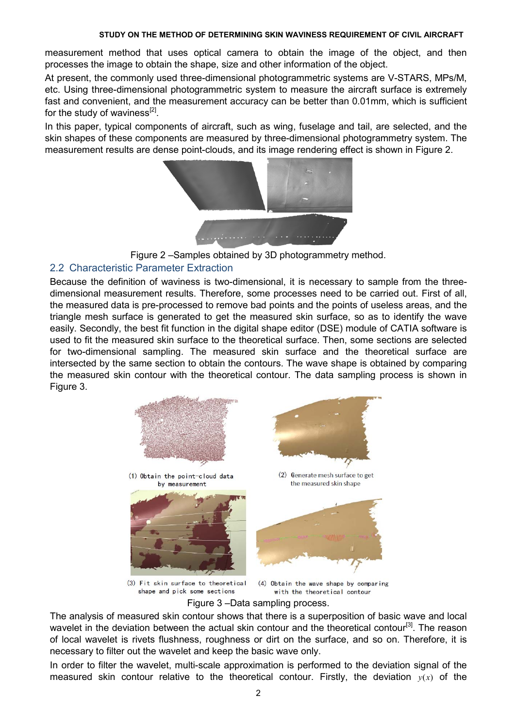measurement method that uses optical camera to obtain the image of the object, and then processes the image to obtain the shape, size and other information of the object.

At present, the commonly used three-dimensional photogrammetric systems are V-STARS, MPs/M, etc. Using three-dimensional photogrammetric system to measure the aircraft surface is extremely fast and convenient, and the measurement accuracy can be better than 0.01mm, which is sufficient for the study of waviness[2].

In this paper, typical components of aircraft, such as wing, fuselage and tail, are selected, and the skin shapes of these components are measured by three-dimensional photogrammetry system. The measurement results are dense point-clouds, and its image rendering effect is shown in Figure 2.

Figure 2 –Samples obtained by 3D photogrammetry method.

## 2.2 Characteristic Parameter Extraction

Because the definition of waviness is two-dimensional, it is necessary to sample from the three-dimensional measurement results. Therefore, some processes need to be carried out. First of all, the measured data is pre-processed to remove bad points and the points of useless areas, and the triangle mesh surface is generated to get the measured skin surface, so as to identify the wave easily. Secondly, the best fit function in the digital shape editor (DSE) module of CATIA software is used to fit the measured skin surface to the theoretical surface. Then, some sections are selected for two-dimensional sampling. The measured skin surface and the theoretical surface are intersected by the same section to obtain the contours. The wave shape is obtained by comparing the measured skin contour with the theoretical contour. The data sampling process is shown in Figure 3.

(1) Obtain the point-cloud data by measurement

(2) Generate mesh surface to get the measured skin shape

(3) Fit skin surface to theoretical shape and pick some sections

(4) Obtain the wave shape by comparing with the theoretical contour

Figure 3 –Data sampling process.

The analysis of measured skin contour shows that there is a superposition of basic wave and local wavelet in the deviation between the actual skin contour and the theoretical contour[3]. The reason of local wavelet is rivets flushness, roughness or dirt on the surface, and so on. Therefore, it is necessary to filter out the wavelet and keep the basic wave only.

In order to filter the wavelet, multi-scale approximation is performed to the deviation signal of the measured skin contour relative to the theoretical contour. Firstly, the deviation $y(x)$ of the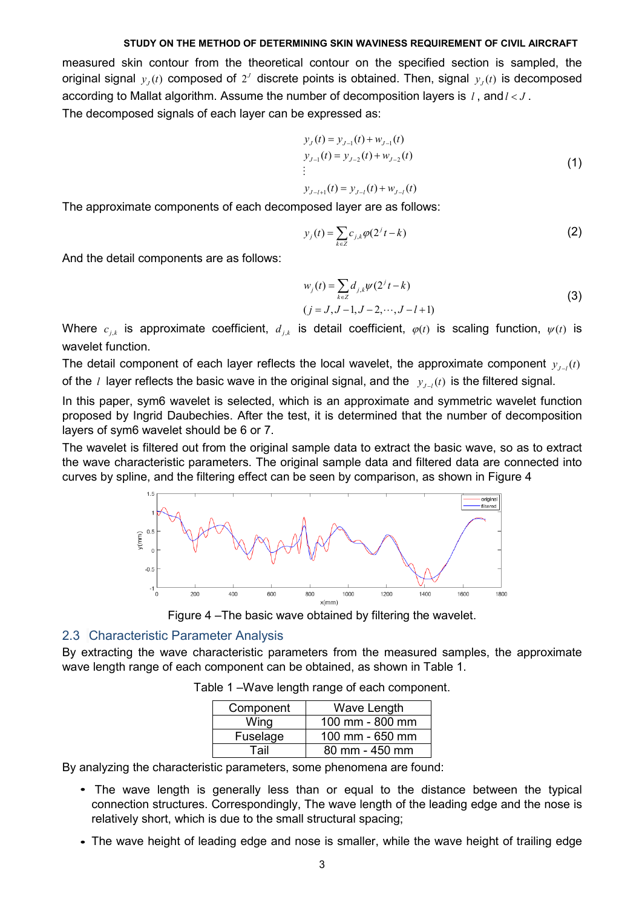measured skin contour from the theoretical contour on the specified section is sampled, the original signal $y_J(t)$ composed of $2^J$ discrete points is obtained. Then, signal $y_J(t)$ is decomposed according to Mallat algorithm. Assume the number of decomposition layers is $l$, and $l < J$.

The decomposed signals of each layer can be expressed as:

$$
\begin{aligned}
& y_J(t) = y_{J-1}(t) + w_{J-1}(t) \\
& y_{J-1}(t) = y_{J-2}(t) + w_{J-2}(t) \\
& \vdots \\
& y_{J-l+1}(t) = y_{J-l}(t) + w_{J-l}(t)
\end{aligned} \tag{1}
$$

The approximate components of each decomposed layer are as follows:

$$
y_j(t) = \sum_{k \in Z} c_{j,k} \varphi(2^j t - k) \tag{2}
$$

And the detail components are as follows:

$$
\begin{aligned}
& w_j(t) = \sum_{k \in Z} d_{j,k} \psi(2^j t - k) \\
& (j = J, J-1, J-2, \cdots, J-l+1)
\end{aligned} \tag{3}
$$

Where $c_{j,k}$ is approximate coefficient, $d_{j,k}$ is detail coefficient, $\varphi(t)$ is scaling function, $\psi(t)$ is wavelet function.

The detail component of each layer reflects the local wavelet, the approximate component $y_{J-l}(t)$ of the $l$ layer reflects the basic wave in the original signal, and the $y_{J-l}(t)$ is the filtered signal.

In this paper, sym6 wavelet is selected, which is an approximate and symmetric wavelet function proposed by Ingrid Daubechies. After the test, it is determined that the number of decomposition layers of sym6 wavelet should be 6 or 7.

The wavelet is filtered out from the original sample data to extract the basic wave, so as to extract the wave characteristic parameters. The original sample data and filtered data are connected into curves by spline, and the filtering effect can be seen by comparison, as shown in Figure 4

Figure 4 –The basic wave obtained by filtering the wavelet.

## 2.3 Characteristic Parameter Analysis

By extracting the wave characteristic parameters from the measured samples, the approximate wave length range of each component can be obtained, as shown in Table 1.

Table 1 –Wave length range of each component.

| Component | Wave Length |
| --- | --- |
| Wing | 100 mm - 800 mm |
| Fuselage | 100 mm - 650 mm |
| Tail | 80 mm - 450 mm |

By analyzing the characteristic parameters, some phenomena are found:

- The wave length is generally less than or equal to the distance between the typical connection structures. Correspondingly, The wave length of the leading edge and the nose is relatively short, which is due to the small structural spacing;
- The wave height of leading edge and nose is smaller, while the wave height of trailing edge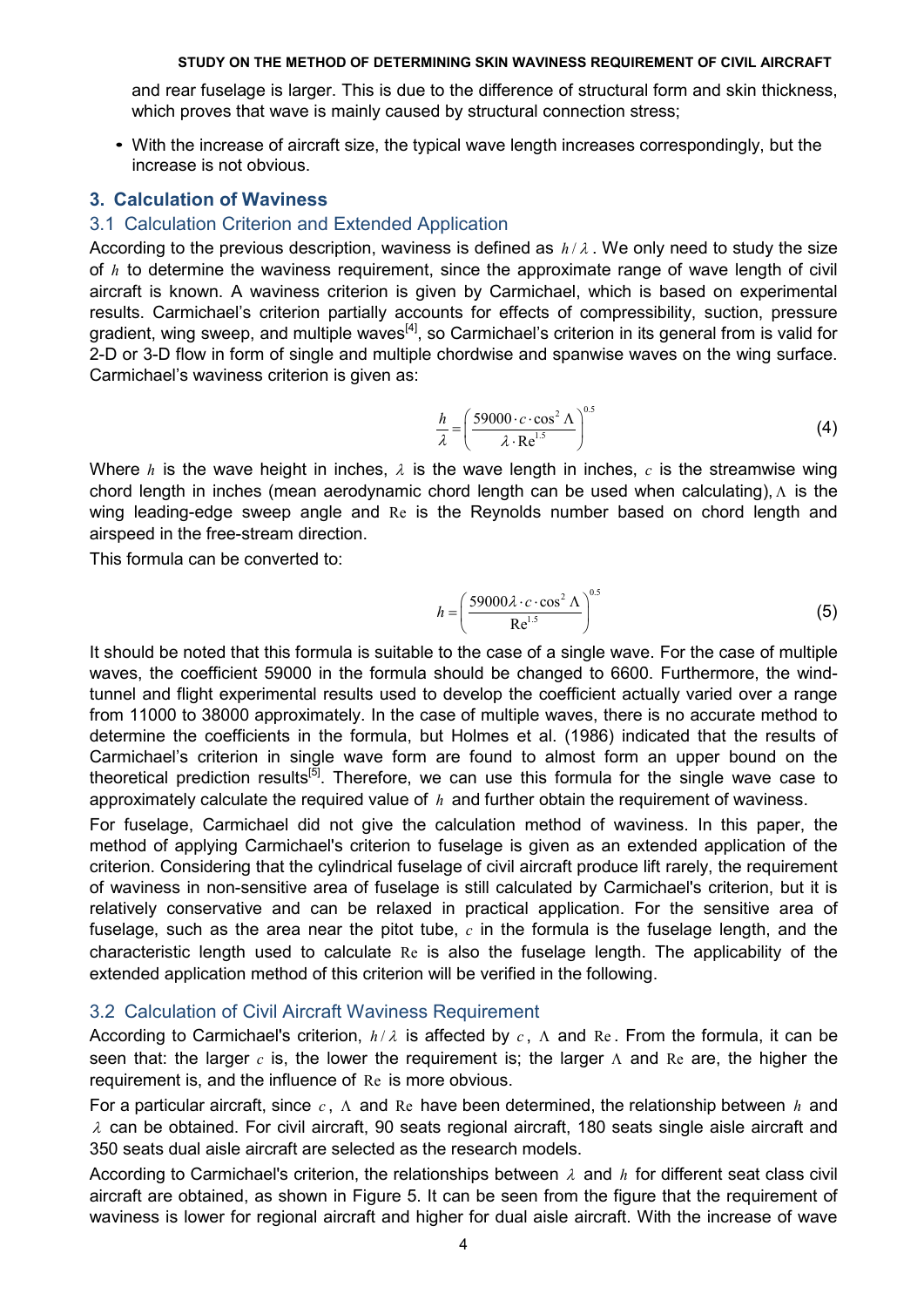and rear fuselage is larger. This is due to the difference of structural form and skin thickness, which proves that wave is mainly caused by structural connection stress;

- With the increase of aircraft size, the typical wave length increases correspondingly, but the increase is not obvious.

## 3. Calculation of Waviness

### 3.1 Calculation Criterion and Extended Application

According to the previous description, waviness is defined as $h/\lambda$. We only need to study the size of $h$ to determine the waviness requirement, since the approximate range of wave length of civil aircraft is known. A waviness criterion is given by Carmichael, which is based on experimental results. Carmichael's criterion partially accounts for effects of compressibility, suction, pressure gradient, wing sweep, and multiple waves[4], so Carmichael's criterion in its general from is valid for 2-D or 3-D flow in form of single and multiple chordwise and spanwise waves on the wing surface. Carmichael's waviness criterion is given as:

$$\frac{h}{\lambda}=\left(\frac{59000\cdot c\cdot\cos^2\Lambda}{\lambda\cdot \mathrm{Re}^{1.5}}\right)^{0.5} \tag{4}$$

Where $h$ is the wave height in inches, $\lambda$ is the wave length in inches, $c$ is the streamwise wing chord length in inches (mean aerodynamic chord length can be used when calculating), $\Lambda$ is the wing leading-edge sweep angle and $\mathrm{Re}$ is the Reynolds number based on chord length and airspeed in the free-stream direction.

This formula can be converted to:

$$h=\left(\frac{59000\lambda\cdot c\cdot\cos^2\Lambda}{\mathrm{Re}^{1.5}}\right)^{0.5} \tag{5}$$

It should be noted that this formula is suitable to the case of a single wave. For the case of multiple waves, the coefficient 59000 in the formula should be changed to 6600. Furthermore, the wind-tunnel and flight experimental results used to develop the coefficient actually varied over a range from 11000 to 38000 approximately. In the case of multiple waves, there is no accurate method to determine the coefficients in the formula, but Holmes et al. (1986) indicated that the results of Carmichael's criterion in single wave form are found to almost form an upper bound on the theoretical prediction results[5]. Therefore, we can use this formula for the single wave case to approximately calculate the required value of $h$ and further obtain the requirement of waviness.

For fuselage, Carmichael did not give the calculation method of waviness. In this paper, the method of applying Carmichael's criterion to fuselage is given as an extended application of the criterion. Considering that the cylindrical fuselage of civil aircraft produce lift rarely, the requirement of waviness in non-sensitive area of fuselage is still calculated by Carmichael's criterion, but it is relatively conservative and can be relaxed in practical application. For the sensitive area of fuselage, such as the area near the pitot tube, $c$ in the formula is the fuselage length, and the characteristic length used to calculate $\mathrm{Re}$ is also the fuselage length. The applicability of the extended application method of this criterion will be verified in the following.

### 3.2 Calculation of Civil Aircraft Waviness Requirement

According to Carmichael's criterion, $h/\lambda$ is affected by $c$, $\Lambda$ and $\mathrm{Re}$. From the formula, it can be seen that: the larger $c$ is, the lower the requirement is; the larger $\Lambda$ and $\mathrm{Re}$ are, the higher the requirement is, and the influence of $\mathrm{Re}$ is more obvious.

For a particular aircraft, since $c$, $\Lambda$ and $\mathrm{Re}$ have been determined, the relationship between $h$ and $\lambda$ can be obtained. For civil aircraft, 90 seats regional aircraft, 180 seats single aisle aircraft and 350 seats dual aisle aircraft are selected as the research models.

According to Carmichael's criterion, the relationships between $\lambda$ and $h$ for different seat class civil aircraft are obtained, as shown in Figure 5. It can be seen from the figure that the requirement of waviness is lower for regional aircraft and higher for dual aisle aircraft. With the increase of wave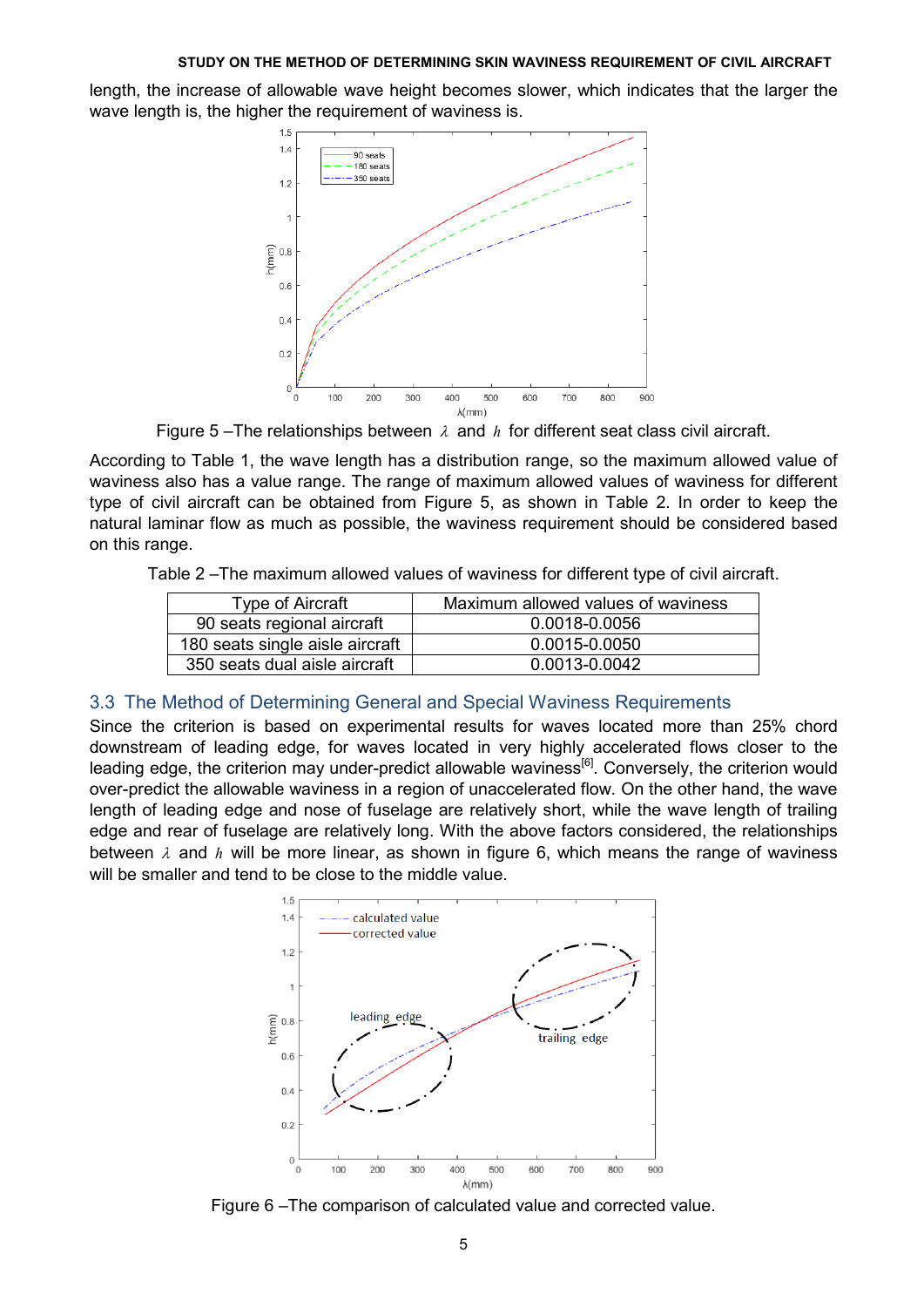length, the increase of allowable wave height becomes slower, which indicates that the larger the wave length is, the higher the requirement of waviness is.

Figure 5 –The relationships between $\lambda$ and $h$ for different seat class civil aircraft.

According to Table 1, the wave length has a distribution range, so the maximum allowed value of waviness also has a value range. The range of maximum allowed values of waviness for different type of civil aircraft can be obtained from Figure 5, as shown in Table 2. In order to keep the natural laminar flow as much as possible, the waviness requirement should be considered based on this range.

Table 2 –The maximum allowed values of waviness for different type of civil aircraft.

| Type of Aircraft | Maximum allowed values of waviness |
|---|---|
| 90 seats regional aircraft | 0.0018-0.0056 |
| 180 seats single aisle aircraft | 0.0015-0.0050 |
| 350 seats dual aisle aircraft | 0.0013-0.0042 |

### 3.3 The Method of Determining General and Special Waviness Requirements

Since the criterion is based on experimental results for waves located more than 25% chord downstream of leading edge, for waves located in very highly accelerated flows closer to the leading edge, the criterion may under-predict allowable waviness[6]. Conversely, the criterion would over-predict the allowable waviness in a region of unaccelerated flow. On the other hand, the wave length of leading edge and nose of fuselage are relatively short, while the wave length of trailing edge and rear of fuselage are relatively long. With the above factors considered, the relationships between $\lambda$ and $h$ will be more linear, as shown in figure 6, which means the range of waviness will be smaller and tend to be close to the middle value.

Figure 6 –The comparison of calculated value and corrected value.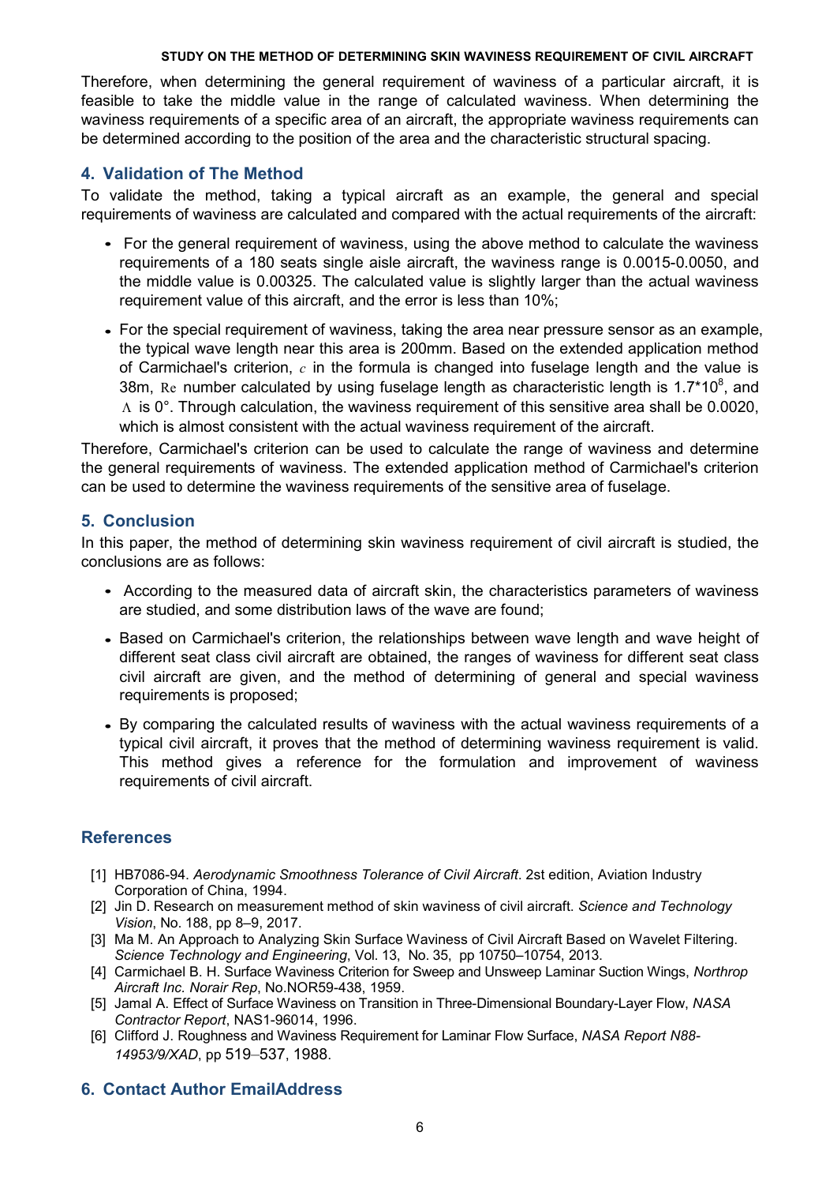Therefore, when determining the general requirement of waviness of a particular aircraft, it is feasible to take the middle value in the range of calculated waviness. When determining the waviness requirements of a specific area of an aircraft, the appropriate waviness requirements can be determined according to the position of the area and the characteristic structural spacing.

## 4. Validation of The Method

To validate the method, taking a typical aircraft as an example, the general and special requirements of waviness are calculated and compared with the actual requirements of the aircraft:

- For the general requirement of waviness, using the above method to calculate the waviness requirements of a 180 seats single aisle aircraft, the waviness range is 0.0015-0.0050, and the middle value is 0.00325. The calculated value is slightly larger than the actual waviness requirement value of this aircraft, and the error is less than 10%;
- For the special requirement of waviness, taking the area near pressure sensor as an example, the typical wave length near this area is 200mm. Based on the extended application method of Carmichael's criterion, $c$ in the formula is changed into fuselage length and the value is 38m, $\mathrm{Re}$ number calculated by using fuselage length as characteristic length is $1.7*10^8$, and $\Lambda$ is 0°. Through calculation, the waviness requirement of this sensitive area shall be 0.0020, which is almost consistent with the actual waviness requirement of the aircraft.

Therefore, Carmichael's criterion can be used to calculate the range of waviness and determine the general requirements of waviness. The extended application method of Carmichael's criterion can be used to determine the waviness requirements of the sensitive area of fuselage.

## 5. Conclusion

In this paper, the method of determining skin waviness requirement of civil aircraft is studied, the conclusions are as follows:

- According to the measured data of aircraft skin, the characteristics parameters of waviness are studied, and some distribution laws of the wave are found;
- Based on Carmichael's criterion, the relationships between wave length and wave height of different seat class civil aircraft are obtained, the ranges of waviness for different seat class civil aircraft are given, and the method of determining of general and special waviness requirements is proposed;
- By comparing the calculated results of waviness with the actual waviness requirements of a typical civil aircraft, it proves that the method of determining waviness requirement is valid. This method gives a reference for the formulation and improvement of waviness requirements of civil aircraft.

## References

[1] HB7086-94. *Aerodynamic Smoothness Tolerance of Civil Aircraft*. 2st edition, Aviation Industry Corporation of China, 1994.

[2] Jin D. Research on measurement method of skin waviness of civil aircraft. *Science and Technology Vision*, No. 188, pp 8–9, 2017.

[3] Ma M. An Approach to Analyzing Skin Surface Waviness of Civil Aircraft Based on Wavelet Filtering. *Science Technology and Engineering*, Vol. 13, No. 35, pp 10750–10754, 2013.

[4] Carmichael B. H. Surface Waviness Criterion for Sweep and Unsweep Laminar Suction Wings, *Northrop Aircraft Inc. Norair Rep*, No.NOR59-438, 1959.

[5] Jamal A. Effect of Surface Waviness on Transition in Three-Dimensional Boundary-Layer Flow, *NASA Contractor Report*, NAS1-96014, 1996.

[6] Clifford J. Roughness and Waviness Requirement for Laminar Flow Surface, *NASA Report N88-14953/9/XAD*, pp 519–537, 1988.

## 6. Contact Author EmailAddress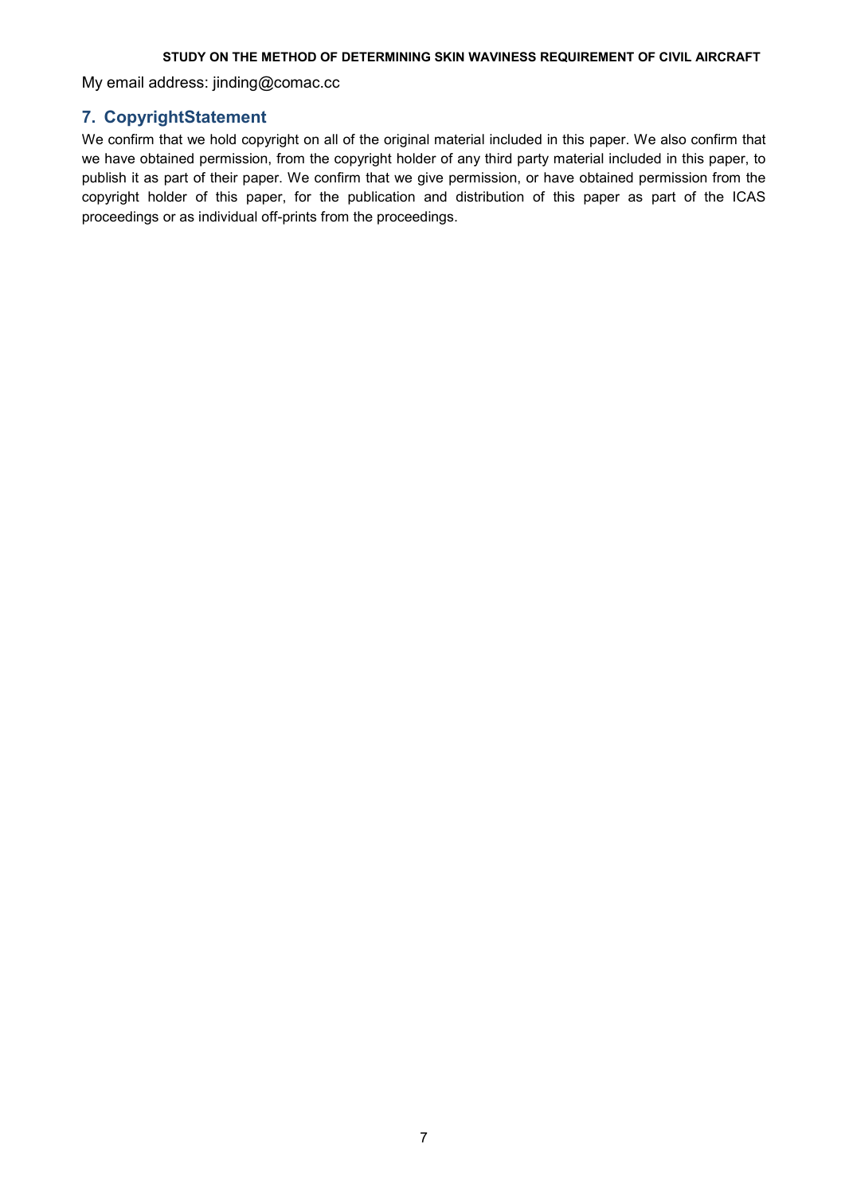My email address: jinding@comac.cc

## 7. CopyrightStatement

We confirm that we hold copyright on all of the original material included in this paper. We also confirm that we have obtained permission, from the copyright holder of any third party material included in this paper, to publish it as part of their paper. We confirm that we give permission, or have obtained permission from the copyright holder of this paper, for the publication and distribution of this paper as part of the ICAS proceedings or as individual off-prints from the proceedings.